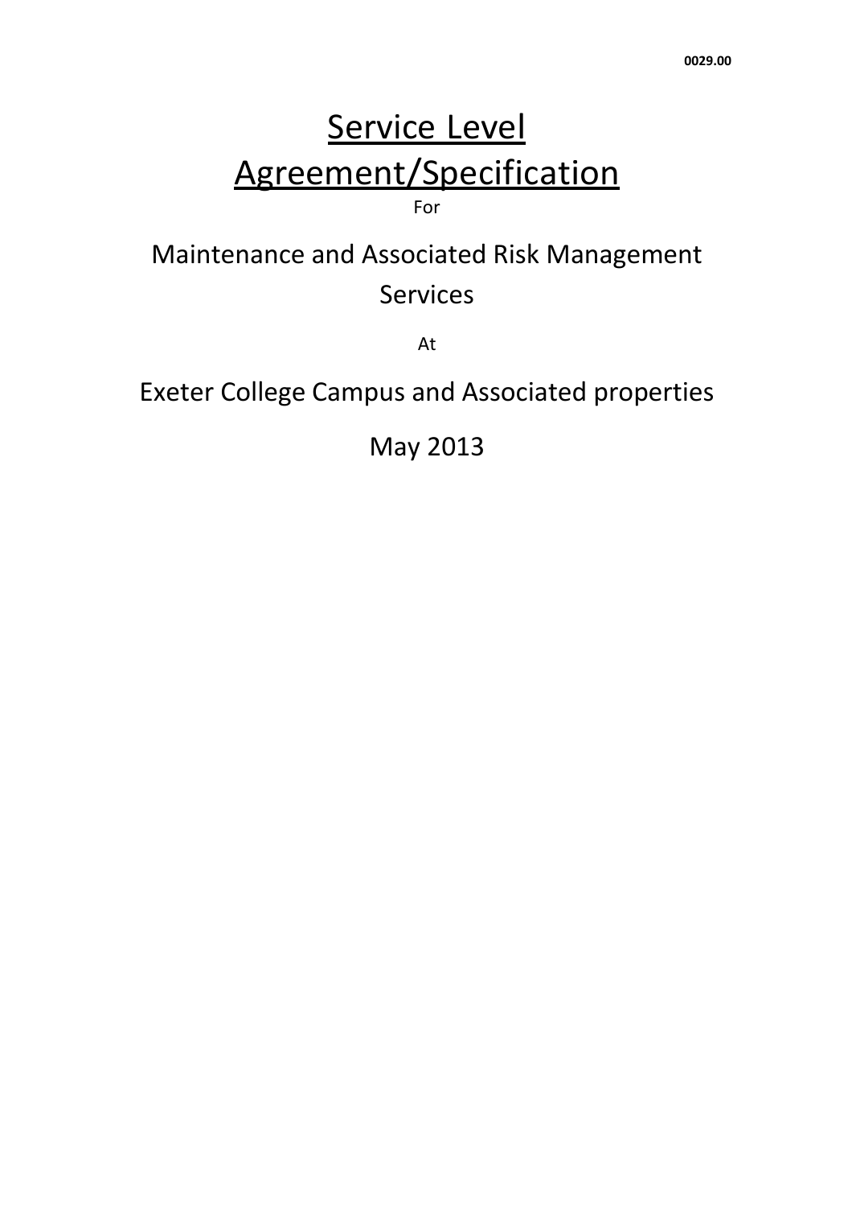**0029.00**

# Service Level Agreement/Specification

For

## Maintenance and Associated Risk Management Services

At

## Exeter College Campus and Associated properties

## May 2013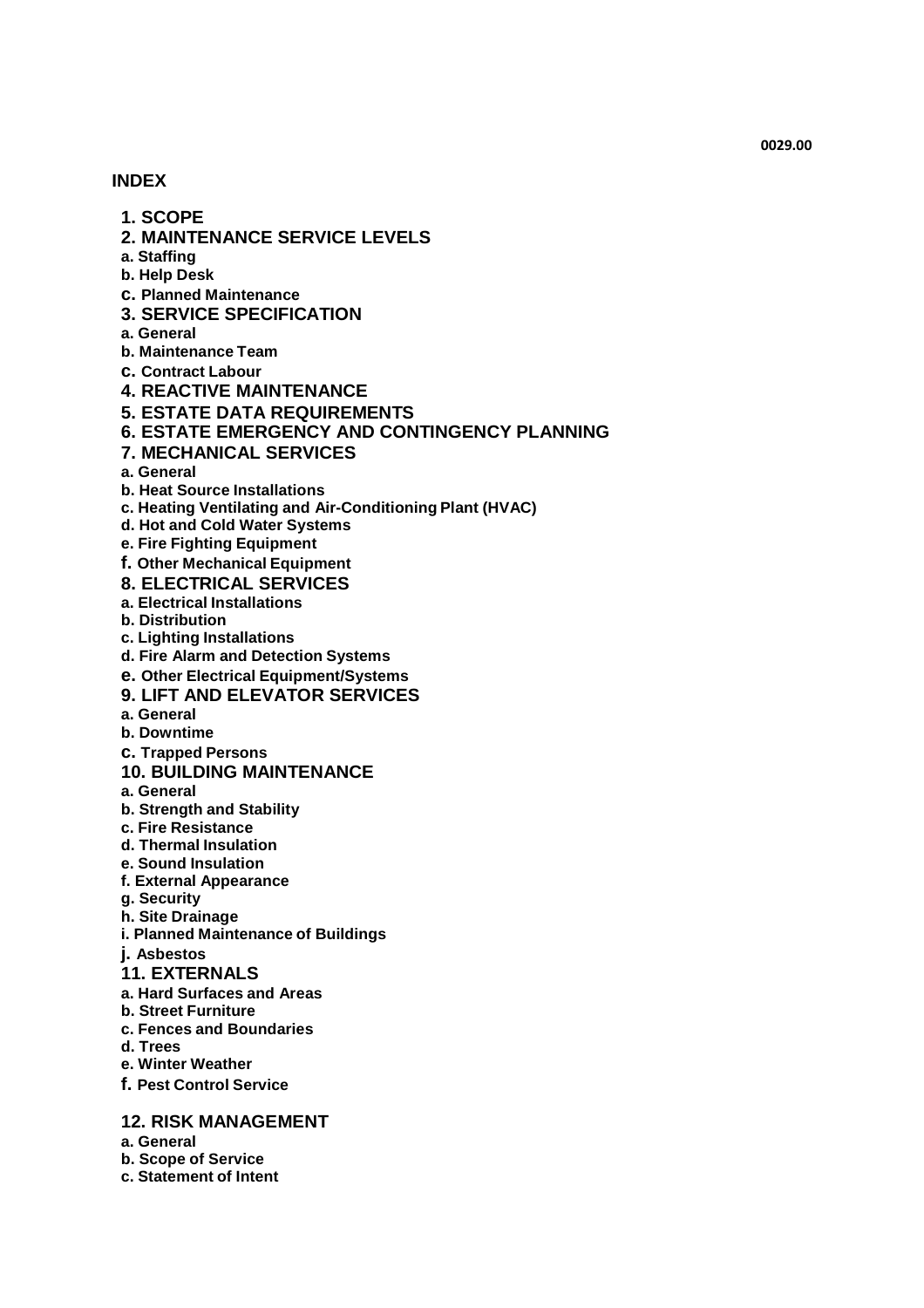0029.00

# INDEX

## 1. SCOPE

## 2. MAINTENANCE SERVICE LEVELS

**a. Staffing**

**b. Help Desk**

**c. Planned Maintenance**

## 3. SERVICE SPECIFICATION

**a. General**

**b. Maintenance Team**

**c. Contract Labour**

## 4. REACTIVE MAINTENANCE

## 5. ESTATE DATA REQUIREMENTS

## 6. ESTATE EMERGENCY AND CONTINGENCY PLANNING

## 7. MECHANICAL SERVICES

**a. General**

**b. Heat Source Installations**

**c. Heating Ventilating and Air-Conditioning Plant (HVAC)**

**d. Hot and Cold Water Systems**

**e. Fire Fighting Equipment**

**f. Other Mechanical Equipment**

## 8. ELECTRICAL SERVICES

**a. Electrical Installations**

**b. Distribution**

**c. Lighting Installations**

**d. Fire Alarm and Detection Systems**

**e. Other Electrical Equipment/Systems**

## 9. LIFT AND ELEVATOR SERVICES

**a. General**

**b. Downtime**

**c. Trapped Persons**

## 10. BUILDING MAINTENANCE

**a. General**

**b. Strength and Stability**

**c. Fire Resistance**

**d. Thermal Insulation**

**e. Sound Insulation**

**f. External Appearance**

**g. Security**

**h. Site Drainage**

**i. Planned Maintenance of Buildings**

**j. Asbestos**

## 11. EXTERNALS

**a. Hard Surfaces and Areas**

**b. Street Furniture**

**c. Fences and Boundaries**

**d. Trees**

**e. Winter Weather**

**f. Pest Control Service**

## 12. RISK MANAGEMENT

**a. General**

**b. Scope of Service**

**c. Statement of Intent**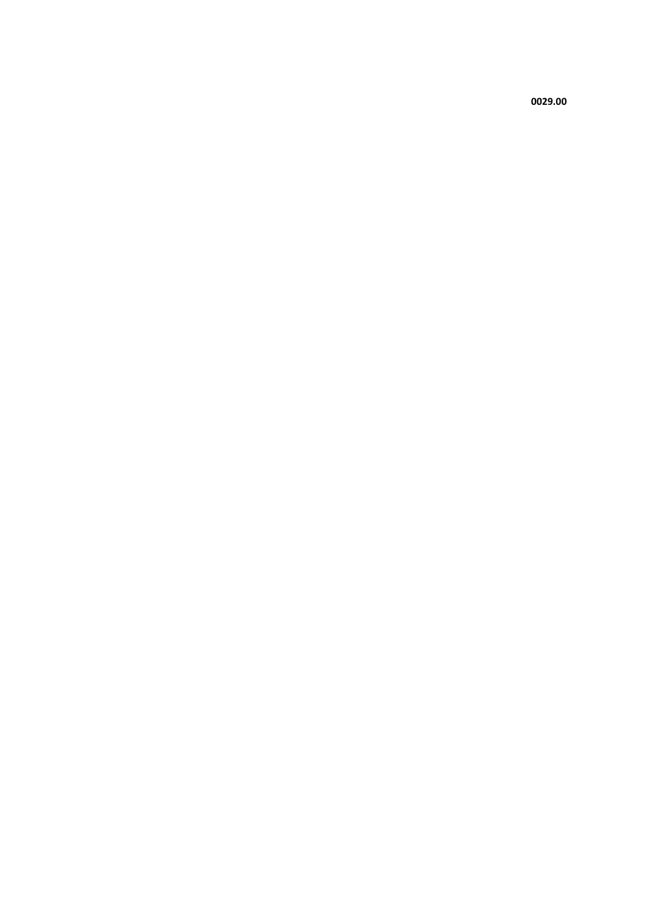**0029.00**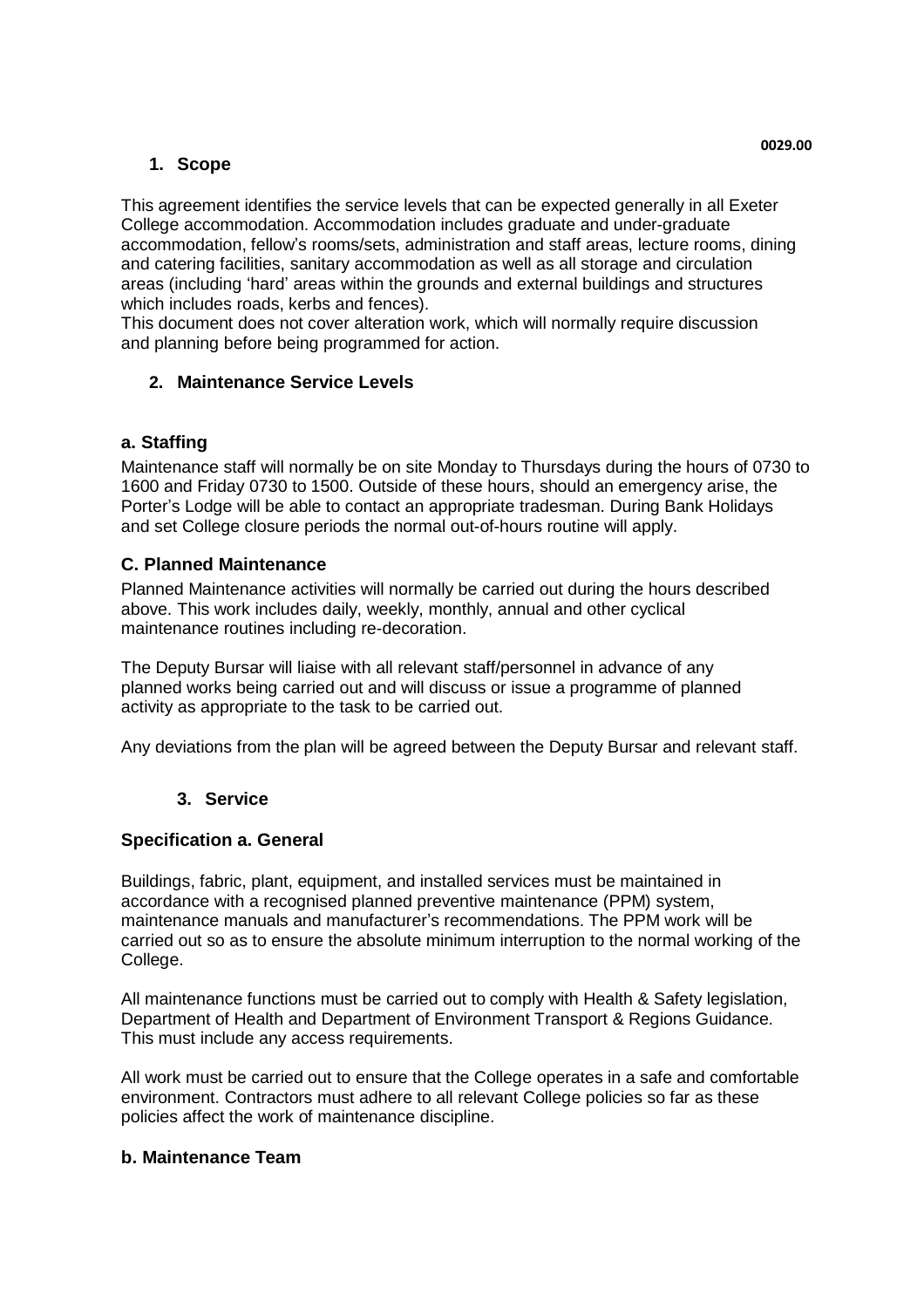0029.00

## 1. Scope

This agreement identifies the service levels that can be expected generally in all Exeter College accommodation. Accommodation includes graduate and under-graduate accommodation, fellow's rooms/sets, administration and staff areas, lecture rooms, dining and catering facilities, sanitary accommodation as well as all storage and circulation areas (including 'hard' areas within the grounds and external buildings and structures which includes roads, kerbs and fences).

This document does not cover alteration work, which will normally require discussion and planning before being programmed for action.

## 2. Maintenance Service Levels

### a. Staffing

Maintenance staff will normally be on site Monday to Thursdays during the hours of 0730 to 1600 and Friday 0730 to 1500. Outside of these hours, should an emergency arise, the Porter's Lodge will be able to contact an appropriate tradesman. During Bank Holidays and set College closure periods the normal out-of-hours routine will apply.

### C. Planned Maintenance

Planned Maintenance activities will normally be carried out during the hours described above. This work includes daily, weekly, monthly, annual and other cyclical maintenance routines including re-decoration.

The Deputy Bursar will liaise with all relevant staff/personnel in advance of any planned works being carried out and will discuss or issue a programme of planned activity as appropriate to the task to be carried out.

Any deviations from the plan will be agreed between the Deputy Bursar and relevant staff.

## 3. Service

### Specification a. General

Buildings, fabric, plant, equipment, and installed services must be maintained in accordance with a recognised planned preventive maintenance (PPM) system, maintenance manuals and manufacturer's recommendations. The PPM work will be carried out so as to ensure the absolute minimum interruption to the normal working of the College.

All maintenance functions must be carried out to comply with Health & Safety legislation, Department of Health and Department of Environment Transport & Regions Guidance. This must include any access requirements.

All work must be carried out to ensure that the College operates in a safe and comfortable environment. Contractors must adhere to all relevant College policies so far as these policies affect the work of maintenance discipline.

### b. Maintenance Team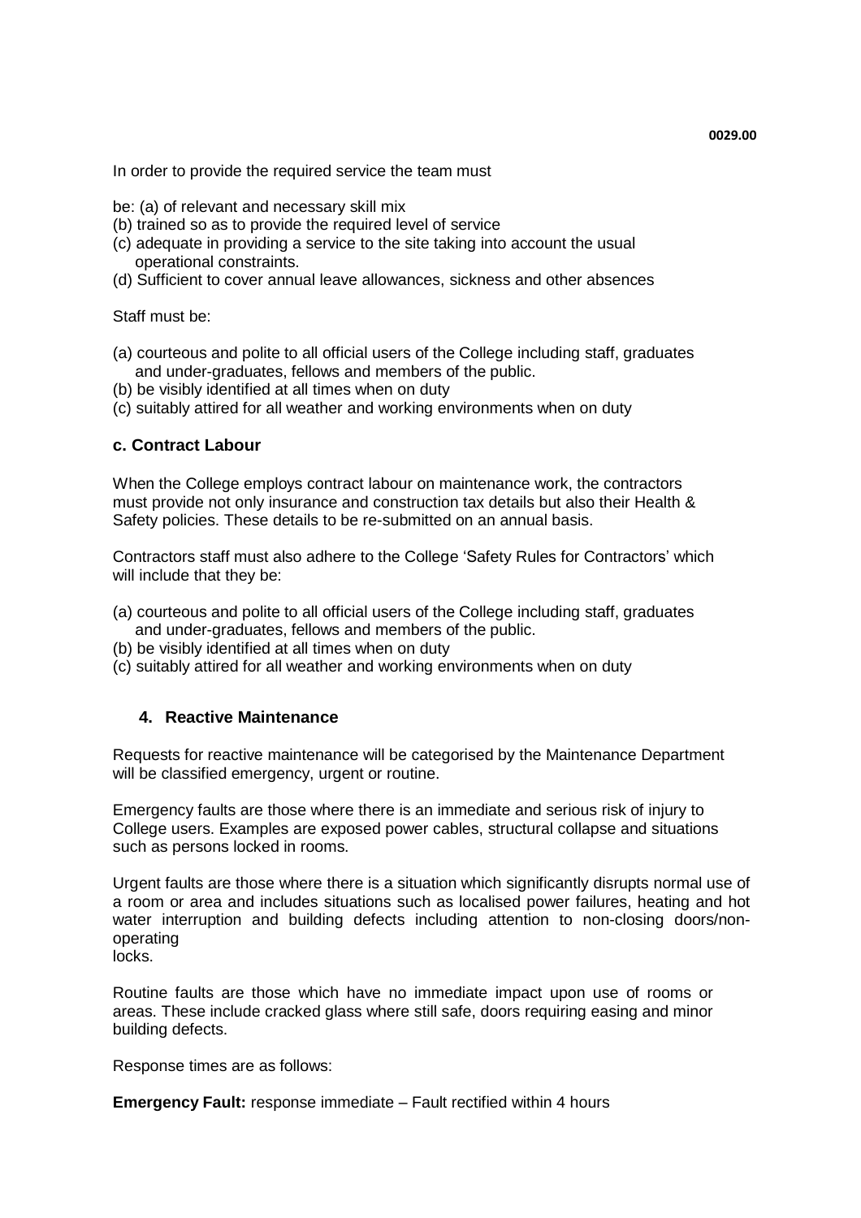In order to provide the required service the team must

be: (a) of relevant and necessary skill mix
(b) trained so as to provide the required level of service
(c) adequate in providing a service to the site taking into account the usual operational constraints.
(d) Sufficient to cover annual leave allowances, sickness and other absences

Staff must be:

(a) courteous and polite to all official users of the College including staff, graduates and under-graduates, fellows and members of the public.
(b) be visibly identified at all times when on duty
(c) suitably attired for all weather and working environments when on duty

### c. Contract Labour

When the College employs contract labour on maintenance work, the contractors must provide not only insurance and construction tax details but also their Health & Safety policies. These details to be re-submitted on an annual basis.

Contractors staff must also adhere to the College 'Safety Rules for Contractors' which will include that they be:

(a) courteous and polite to all official users of the College including staff, graduates and under-graduates, fellows and members of the public.
(b) be visibly identified at all times when on duty
(c) suitably attired for all weather and working environments when on duty

## 4. Reactive Maintenance

Requests for reactive maintenance will be categorised by the Maintenance Department will be classified emergency, urgent or routine.

Emergency faults are those where there is an immediate and serious risk of injury to College users. Examples are exposed power cables, structural collapse and situations such as persons locked in rooms.

Urgent faults are those where there is a situation which significantly disrupts normal use of a room or area and includes situations such as localised power failures, heating and hot water interruption and building defects including attention to non-closing doors/non-operating locks.

Routine faults are those which have no immediate impact upon use of rooms or areas. These include cracked glass where still safe, doors requiring easing and minor building defects.

Response times are as follows:

**Emergency Fault:** response immediate – Fault rectified within 4 hours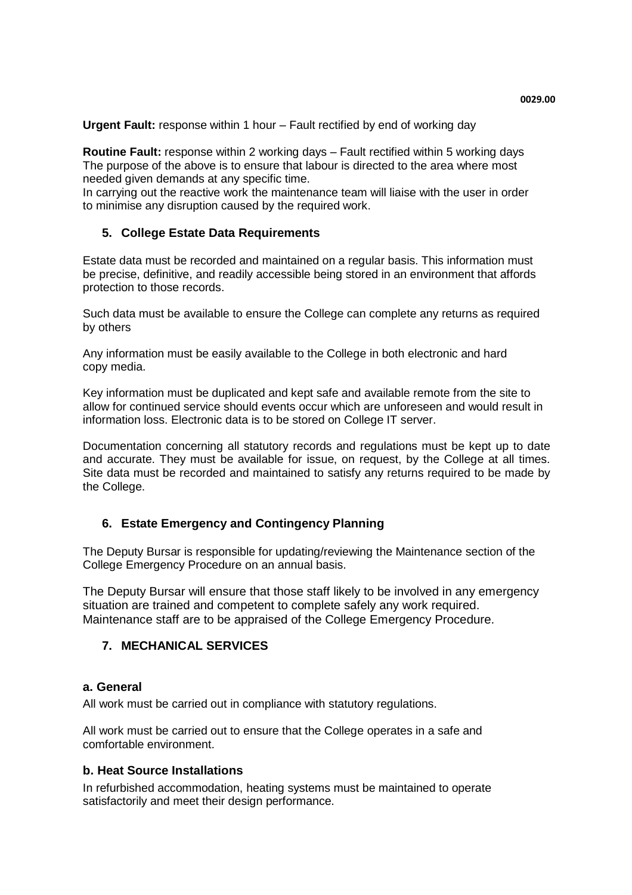**Urgent Fault:** response within 1 hour – Fault rectified by end of working day

**Routine Fault:** response within 2 working days – Fault rectified within 5 working days
The purpose of the above is to ensure that labour is directed to the area where most needed given demands at any specific time.
In carrying out the reactive work the maintenance team will liaise with the user in order to minimise any disruption caused by the required work.

## 5. College Estate Data Requirements

Estate data must be recorded and maintained on a regular basis. This information must be precise, definitive, and readily accessible being stored in an environment that affords protection to those records.

Such data must be available to ensure the College can complete any returns as required by others

Any information must be easily available to the College in both electronic and hard copy media.

Key information must be duplicated and kept safe and available remote from the site to allow for continued service should events occur which are unforeseen and would result in information loss. Electronic data is to be stored on College IT server.

Documentation concerning all statutory records and regulations must be kept up to date and accurate. They must be available for issue, on request, by the College at all times. Site data must be recorded and maintained to satisfy any returns required to be made by the College.

## 6. Estate Emergency and Contingency Planning

The Deputy Bursar is responsible for updating/reviewing the Maintenance section of the College Emergency Procedure on an annual basis.

The Deputy Bursar will ensure that those staff likely to be involved in any emergency situation are trained and competent to complete safely any work required.
Maintenance staff are to be appraised of the College Emergency Procedure.

## 7. MECHANICAL SERVICES

### a. General

All work must be carried out in compliance with statutory regulations.

All work must be carried out to ensure that the College operates in a safe and comfortable environment.

### b. Heat Source Installations

In refurbished accommodation, heating systems must be maintained to operate satisfactorily and meet their design performance.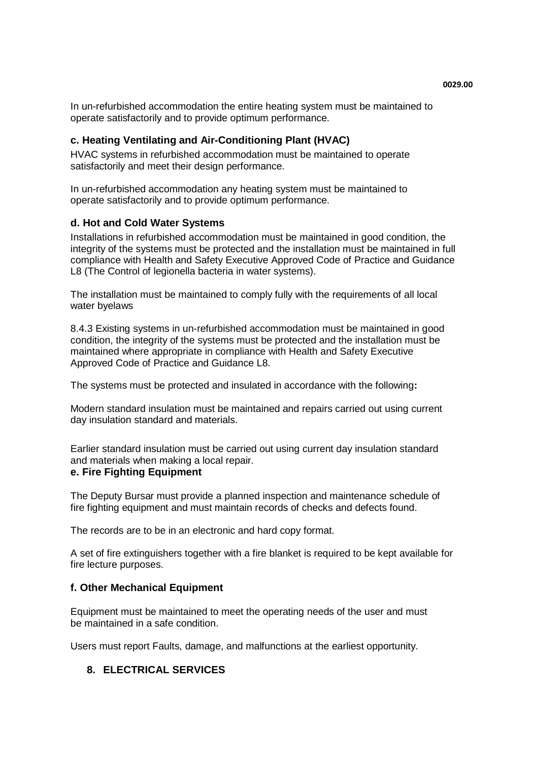In un-refurbished accommodation the entire heating system must be maintained to operate satisfactorily and to provide optimum performance.

### c. Heating Ventilating and Air-Conditioning Plant (HVAC)

HVAC systems in refurbished accommodation must be maintained to operate satisfactorily and meet their design performance.

In un-refurbished accommodation any heating system must be maintained to operate satisfactorily and to provide optimum performance.

### d. Hot and Cold Water Systems

Installations in refurbished accommodation must be maintained in good condition, the integrity of the systems must be protected and the installation must be maintained in full compliance with Health and Safety Executive Approved Code of Practice and Guidance L8 (The Control of legionella bacteria in water systems).

The installation must be maintained to comply fully with the requirements of all local water byelaws

8.4.3 Existing systems in un-refurbished accommodation must be maintained in good condition, the integrity of the systems must be protected and the installation must be maintained where appropriate in compliance with Health and Safety Executive Approved Code of Practice and Guidance L8.

The systems must be protected and insulated in accordance with the following**:**

Modern standard insulation must be maintained and repairs carried out using current day insulation standard and materials.

Earlier standard insulation must be carried out using current day insulation standard and materials when making a local repair.

### e. Fire Fighting Equipment

The Deputy Bursar must provide a planned inspection and maintenance schedule of fire fighting equipment and must maintain records of checks and defects found.

The records are to be in an electronic and hard copy format.

A set of fire extinguishers together with a fire blanket is required to be kept available for fire lecture purposes.

### f. Other Mechanical Equipment

Equipment must be maintained to meet the operating needs of the user and must be maintained in a safe condition.

Users must report Faults, damage, and malfunctions at the earliest opportunity.

## 8. ELECTRICAL SERVICES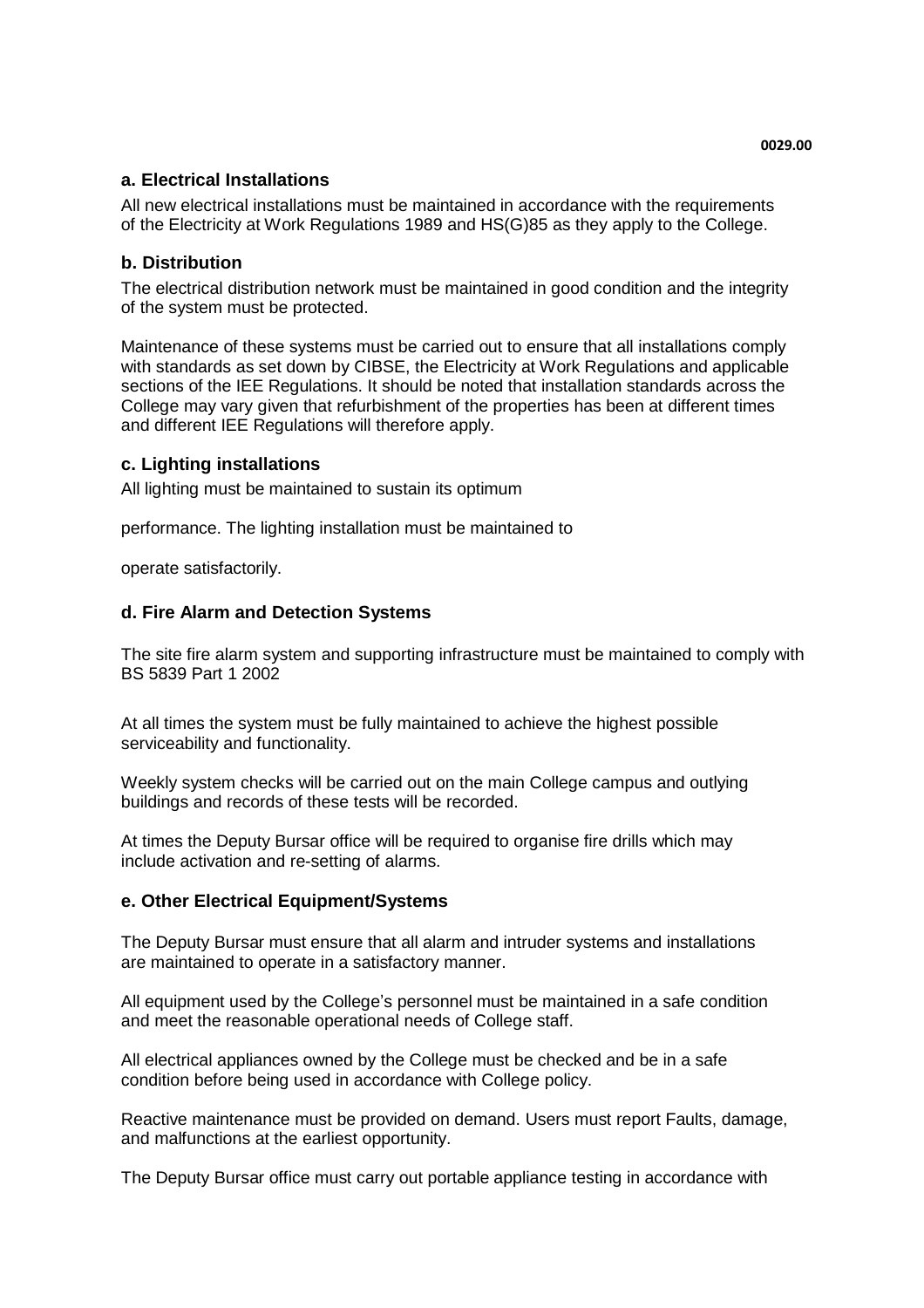### a. Electrical Installations

All new electrical installations must be maintained in accordance with the requirements of the Electricity at Work Regulations 1989 and HS(G)85 as they apply to the College.

### b. Distribution

The electrical distribution network must be maintained in good condition and the integrity of the system must be protected.

Maintenance of these systems must be carried out to ensure that all installations comply with standards as set down by CIBSE, the Electricity at Work Regulations and applicable sections of the IEE Regulations. It should be noted that installation standards across the College may vary given that refurbishment of the properties has been at different times and different IEE Regulations will therefore apply.

### c. Lighting installations

All lighting must be maintained to sustain its optimum

performance. The lighting installation must be maintained to

operate satisfactorily.

### d. Fire Alarm and Detection Systems

The site fire alarm system and supporting infrastructure must be maintained to comply with BS 5839 Part 1 2002

At all times the system must be fully maintained to achieve the highest possible serviceability and functionality.

Weekly system checks will be carried out on the main College campus and outlying buildings and records of these tests will be recorded.

At times the Deputy Bursar office will be required to organise fire drills which may include activation and re-setting of alarms.

### e. Other Electrical Equipment/Systems

The Deputy Bursar must ensure that all alarm and intruder systems and installations are maintained to operate in a satisfactory manner.

All equipment used by the College's personnel must be maintained in a safe condition and meet the reasonable operational needs of College staff.

All electrical appliances owned by the College must be checked and be in a safe condition before being used in accordance with College policy.

Reactive maintenance must be provided on demand. Users must report Faults, damage, and malfunctions at the earliest opportunity.

The Deputy Bursar office must carry out portable appliance testing in accordance with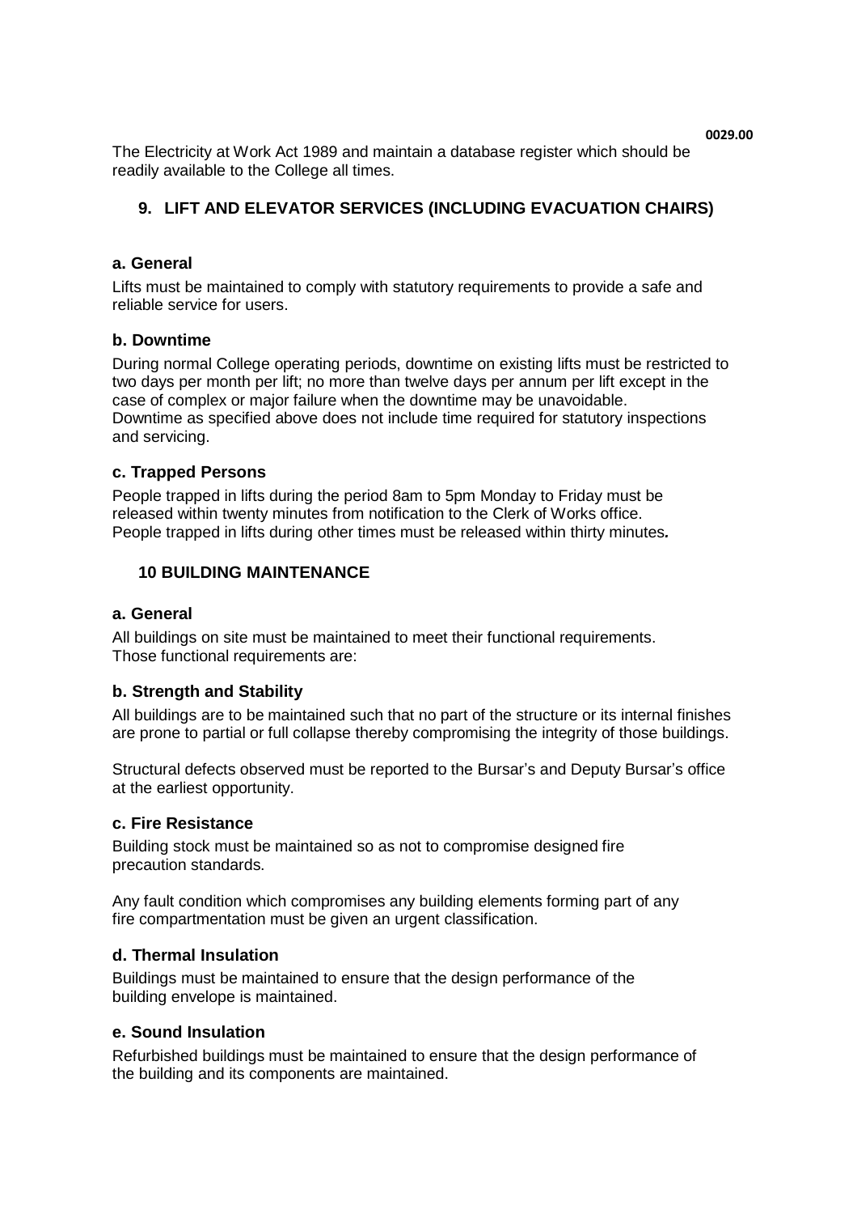The Electricity at Work Act 1989 and maintain a database register which should be readily available to the College all times.

## 9. LIFT AND ELEVATOR SERVICES (INCLUDING EVACUATION CHAIRS)

### a. General

Lifts must be maintained to comply with statutory requirements to provide a safe and reliable service for users.

### b. Downtime

During normal College operating periods, downtime on existing lifts must be restricted to two days per month per lift; no more than twelve days per annum per lift except in the case of complex or major failure when the downtime may be unavoidable.
Downtime as specified above does not include time required for statutory inspections and servicing.

### c. Trapped Persons

People trapped in lifts during the period 8am to 5pm Monday to Friday must be released within twenty minutes from notification to the Clerk of Works office.
People trapped in lifts during other times must be released within thirty minutes.

## 10 BUILDING MAINTENANCE

### a. General

All buildings on site must be maintained to meet their functional requirements.
Those functional requirements are:

### b. Strength and Stability

All buildings are to be maintained such that no part of the structure or its internal finishes are prone to partial or full collapse thereby compromising the integrity of those buildings.

Structural defects observed must be reported to the Bursar's and Deputy Bursar's office at the earliest opportunity.

### c. Fire Resistance

Building stock must be maintained so as not to compromise designed fire precaution standards.

Any fault condition which compromises any building elements forming part of any fire compartmentation must be given an urgent classification.

### d. Thermal Insulation

Buildings must be maintained to ensure that the design performance of the building envelope is maintained.

### e. Sound Insulation

Refurbished buildings must be maintained to ensure that the design performance of the building and its components are maintained.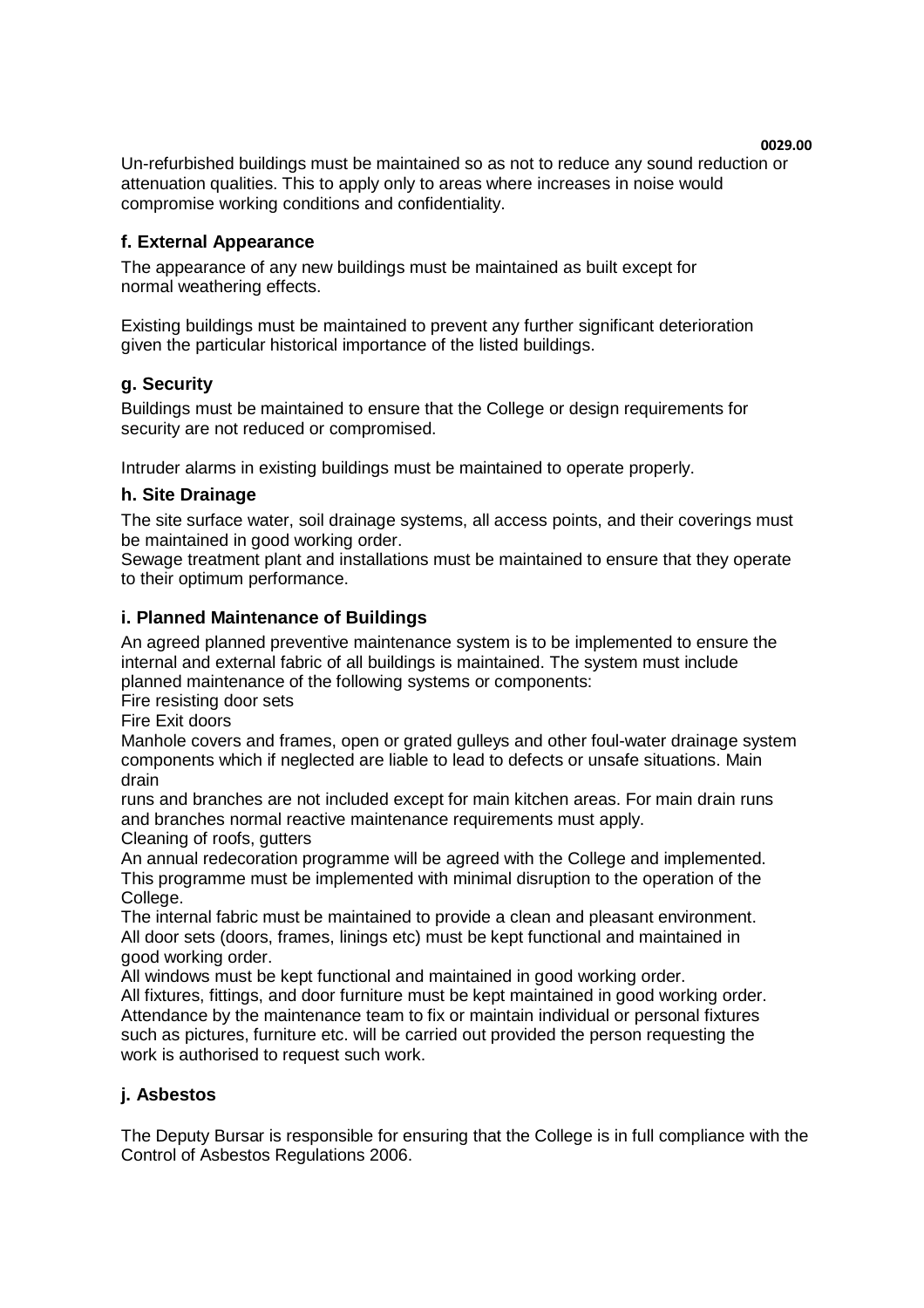Un-refurbished buildings must be maintained so as not to reduce any sound reduction or attenuation qualities. This to apply only to areas where increases in noise would compromise working conditions and confidentiality.

### f. External Appearance

The appearance of any new buildings must be maintained as built except for normal weathering effects.

Existing buildings must be maintained to prevent any further significant deterioration given the particular historical importance of the listed buildings.

### g. Security

Buildings must be maintained to ensure that the College or design requirements for security are not reduced or compromised.

Intruder alarms in existing buildings must be maintained to operate properly.

### h. Site Drainage

The site surface water, soil drainage systems, all access points, and their coverings must be maintained in good working order.
Sewage treatment plant and installations must be maintained to ensure that they operate to their optimum performance.

### i. Planned Maintenance of Buildings

An agreed planned preventive maintenance system is to be implemented to ensure the internal and external fabric of all buildings is maintained. The system must include planned maintenance of the following systems or components:

Fire resisting door sets

Fire Exit doors

Manhole covers and frames, open or grated gulleys and other foul-water drainage system components which if neglected are liable to lead to defects or unsafe situations. Main drain runs and branches are not included except for main kitchen areas. For main drain runs and branches normal reactive maintenance requirements must apply.

Cleaning of roofs, gutters

An annual redecoration programme will be agreed with the College and implemented. This programme must be implemented with minimal disruption to the operation of the College.

The internal fabric must be maintained to provide a clean and pleasant environment.

All door sets (doors, frames, linings etc) must be kept functional and maintained in good working order.

All windows must be kept functional and maintained in good working order.

All fixtures, fittings, and door furniture must be kept maintained in good working order.

Attendance by the maintenance team to fix or maintain individual or personal fixtures such as pictures, furniture etc. will be carried out provided the person requesting the work is authorised to request such work.

### j. Asbestos

The Deputy Bursar is responsible for ensuring that the College is in full compliance with the Control of Asbestos Regulations 2006.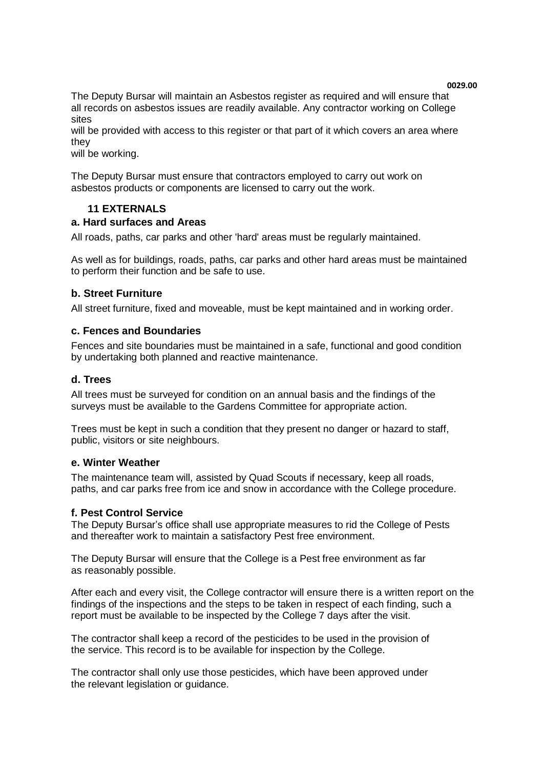The Deputy Bursar will maintain an Asbestos register as required and will ensure that all records on asbestos issues are readily available. Any contractor working on College sites will be provided with access to this register or that part of it which covers an area where they will be working.

The Deputy Bursar must ensure that contractors employed to carry out work on asbestos products or components are licensed to carry out the work.

## 11 EXTERNALS

### a. Hard surfaces and Areas

All roads, paths, car parks and other 'hard' areas must be regularly maintained.

As well as for buildings, roads, paths, car parks and other hard areas must be maintained to perform their function and be safe to use.

### b. Street Furniture

All street furniture, fixed and moveable, must be kept maintained and in working order.

### c. Fences and Boundaries

Fences and site boundaries must be maintained in a safe, functional and good condition by undertaking both planned and reactive maintenance.

### d. Trees

All trees must be surveyed for condition on an annual basis and the findings of the surveys must be available to the Gardens Committee for appropriate action.

Trees must be kept in such a condition that they present no danger or hazard to staff, public, visitors or site neighbours.

### e. Winter Weather

The maintenance team will, assisted by Quad Scouts if necessary, keep all roads, paths, and car parks free from ice and snow in accordance with the College procedure.

### f. Pest Control Service

The Deputy Bursar's office shall use appropriate measures to rid the College of Pests and thereafter work to maintain a satisfactory Pest free environment.

The Deputy Bursar will ensure that the College is a Pest free environment as far as reasonably possible.

After each and every visit, the College contractor will ensure there is a written report on the findings of the inspections and the steps to be taken in respect of each finding, such a report must be available to be inspected by the College 7 days after the visit.

The contractor shall keep a record of the pesticides to be used in the provision of the service. This record is to be available for inspection by the College.

The contractor shall only use those pesticides, which have been approved under the relevant legislation or guidance.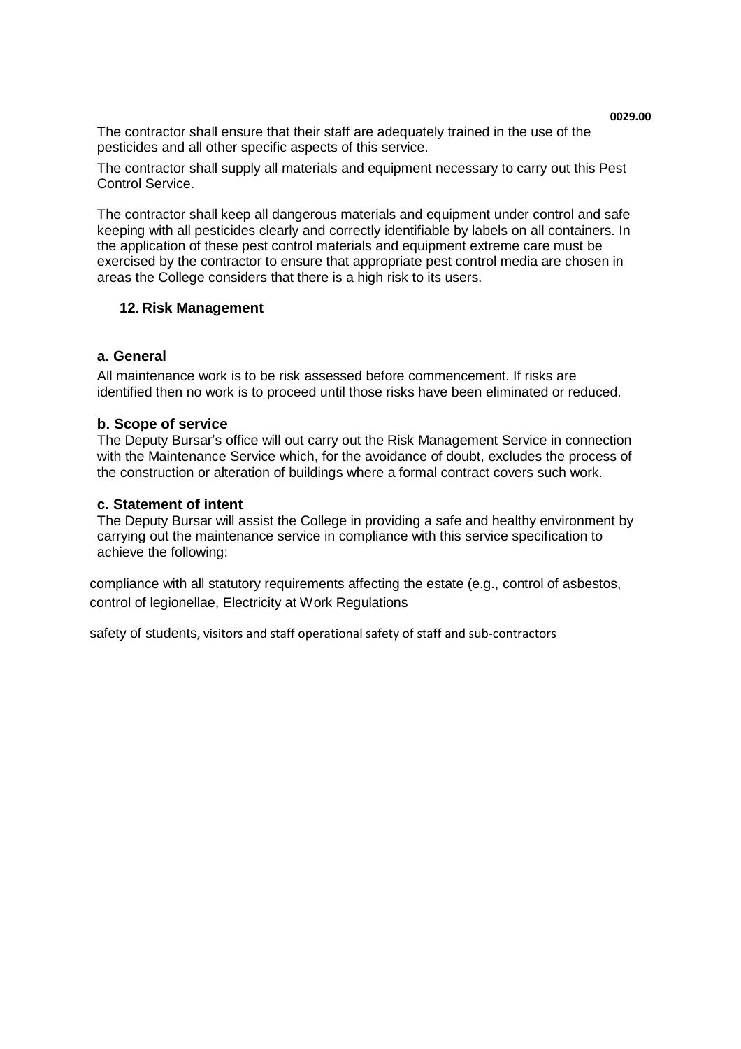The contractor shall ensure that their staff are adequately trained in the use of the pesticides and all other specific aspects of this service.

The contractor shall supply all materials and equipment necessary to carry out this Pest Control Service.

The contractor shall keep all dangerous materials and equipment under control and safe keeping with all pesticides clearly and correctly identifiable by labels on all containers. In the application of these pest control materials and equipment extreme care must be exercised by the contractor to ensure that appropriate pest control media are chosen in areas the College considers that there is a high risk to its users.

## 12. Risk Management

### a. General

All maintenance work is to be risk assessed before commencement. If risks are identified then no work is to proceed until those risks have been eliminated or reduced.

### b. Scope of service

The Deputy Bursar's office will out carry out the Risk Management Service in connection with the Maintenance Service which, for the avoidance of doubt, excludes the process of the construction or alteration of buildings where a formal contract covers such work.

### c. Statement of intent

The Deputy Bursar will assist the College in providing a safe and healthy environment by carrying out the maintenance service in compliance with this service specification to achieve the following:

compliance with all statutory requirements affecting the estate (e.g., control of asbestos, control of legionellae, Electricity at Work Regulations

safety of students, visitors and staff operational safety of staff and sub-contractors